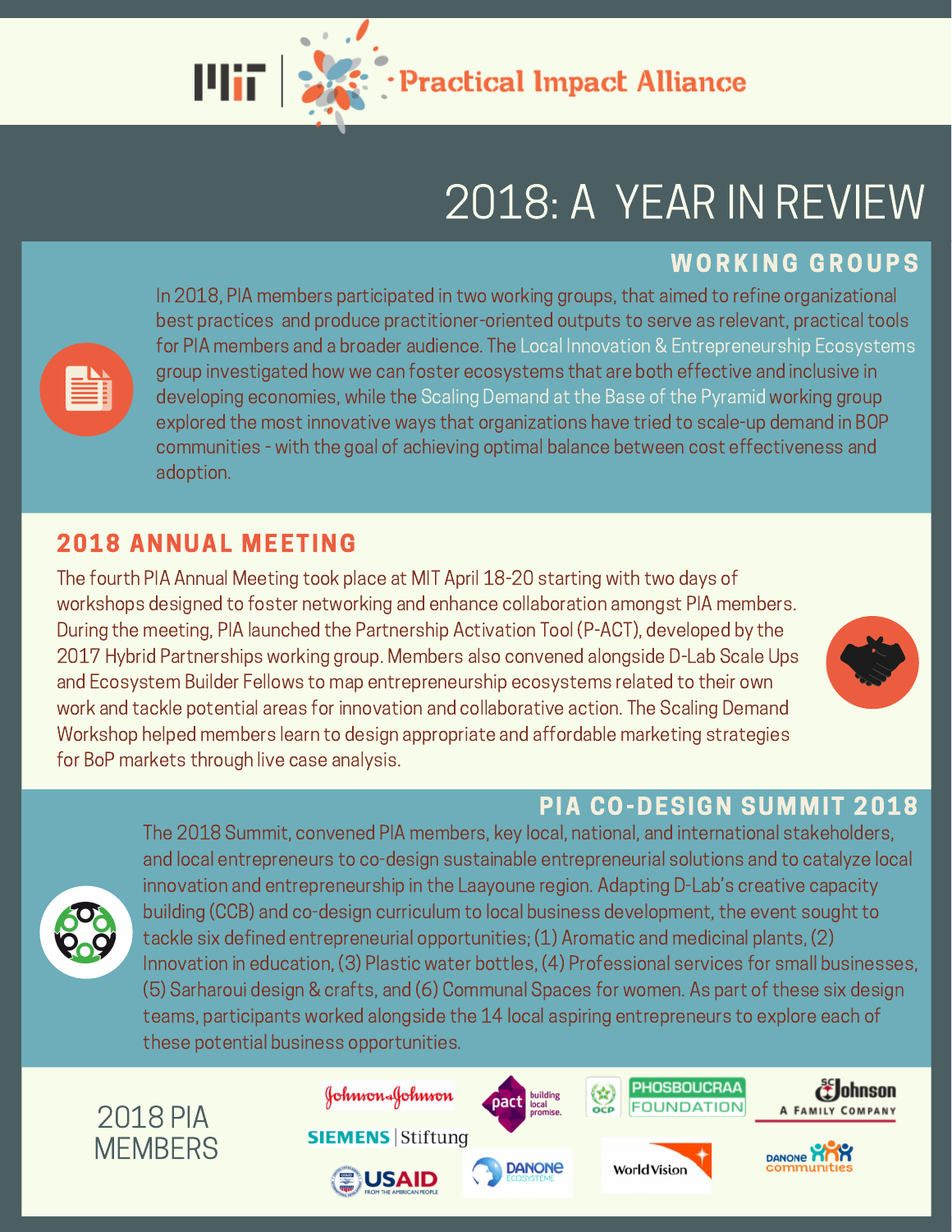# Practical Impact Alliance

# 2018: A YEAR IN REVIEW

## WORKING GROUPS

In 2018, PIA members participated in two working groups, that aimed to refine organizational best practices and produce practitioner-oriented outputs to serve as relevant, practical tools for PIA members and a broader audience. The Local Innovation & Entrepreneurship Ecosystems group investigated how we can foster ecosystems that are both effective and inclusive in developing economies, while the Scaling Demand at the Base of the Pyramid working group explored the most innovative ways that organizations have tried to scale-up demand in BOP communities - with the goal of achieving optimal balance between cost effectiveness and adoption.

## 2018 ANNUAL MEETING

The fourth PIA Annual Meeting took place at MIT April 18-20 starting with two days of workshops designed to foster networking and enhance collaboration amongst PIA members. During the meeting, PIA launched the Partnership Activation Tool (P-ACT), developed by the 2017 Hybrid Partnerships working group. Members also convened alongside D-Lab Scale Ups and Ecosystem Builder Fellows to map entrepreneurship ecosystems related to their own work and tackle potential areas for innovation and collaborative action. The Scaling Demand Workshop helped members learn to design appropriate and affordable marketing strategies for BoP markets through live case analysis.

## PIA CO-DESIGN SUMMIT 2018

The 2018 Summit, convened PIA members, key local, national, and international stakeholders, and local entrepreneurs to co-design sustainable entrepreneurial solutions and to catalyze local innovation and entrepreneurship in the Laayoune region. Adapting D-Lab's creative capacity building (CCB) and co-design curriculum to local business development, the event sought to tackle six defined entrepreneurial opportunities; (1) Aromatic and medicinal plants, (2) Innovation in education, (3) Plastic water bottles, (4) Professional services for small businesses, (5) Sarharoui design & crafts, and (6) Communal Spaces for women. As part of these six design teams, participants worked alongside the 14 local aspiring entrepreneurs to explore each of these potential business opportunities.

## 2018 PIA MEMBERS

- Johnson & Johnson
- Pact
- OCP Phosboucraa Foundation
- SC Johnson
- Siemens Stiftung
- USAID
- Danone Ecosystème
- World Vision
- Danone Communities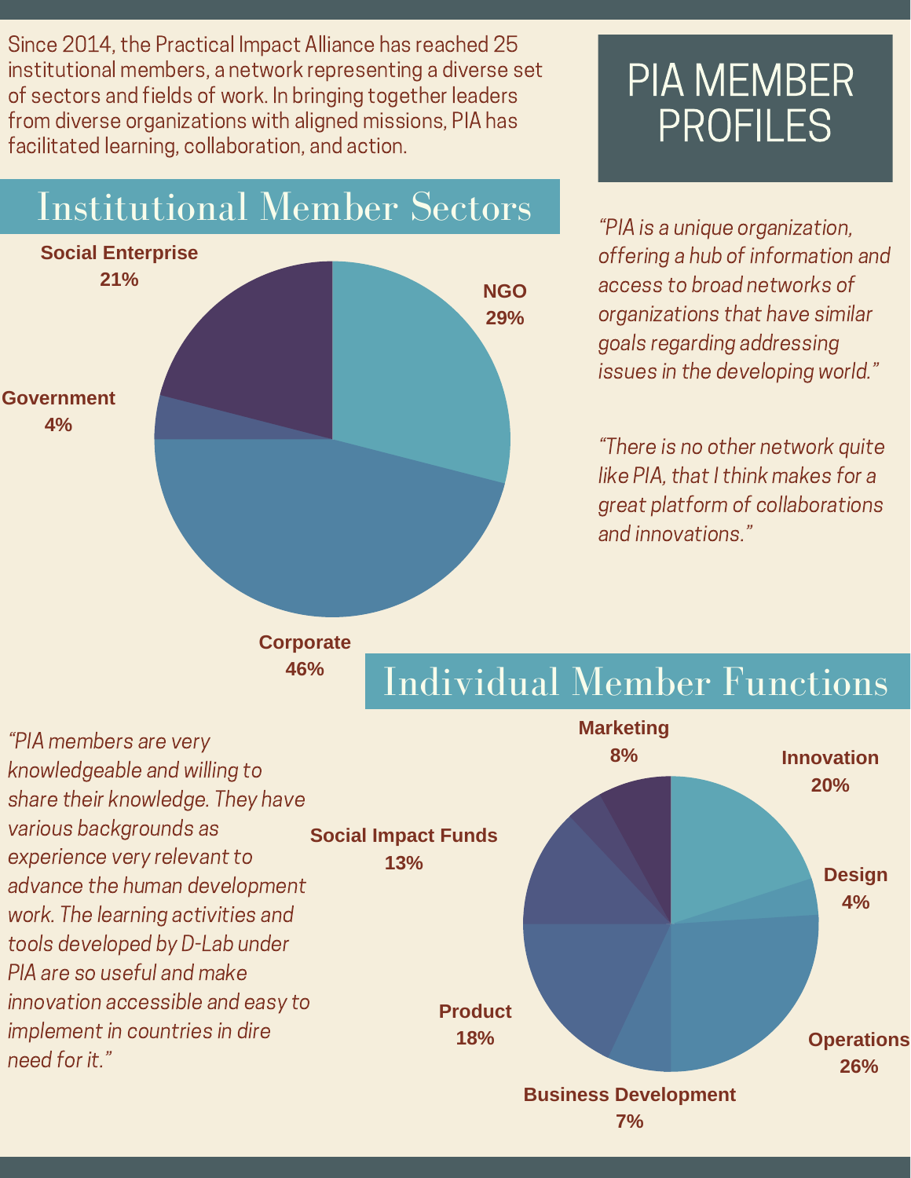# PIA MEMBER PROFILES

Since 2014, the Practical Impact Alliance has reached 25 institutional members, a network representing a diverse set of sectors and fields of work. In bringing together leaders from diverse organizations with aligned missions, PIA has facilitated learning, collaboration, and action.

## Institutional Member Sectors

| Sector | Share |
| --- | --- |
| NGO | 29% |
| Corporate | 46% |
| Government | 4% |
| Social Enterprise | 21% |

*"PIA is a unique organization, offering a hub of information and access to broad networks of organizations that have similar goals regarding addressing issues in the developing world."*

*"There is no other network quite like PIA, that I think makes for a great platform of collaborations and innovations."*

## Individual Member Functions

| Function | Share |
| --- | --- |
| Innovation | 20% |
| Design | 4% |
| Operations | 26% |
| Business Development | 7% |
| Product | 18% |
| Social Impact Funds | 13% |
| Marketing | 8% |

*"PIA members are very knowledgeable and willing to share their knowledge. They have various backgrounds as experience very relevant to advance the human development work. The learning activities and tools developed by D-Lab under PIA are so useful and make innovation accessible and easy to implement in countries in dire need for it."*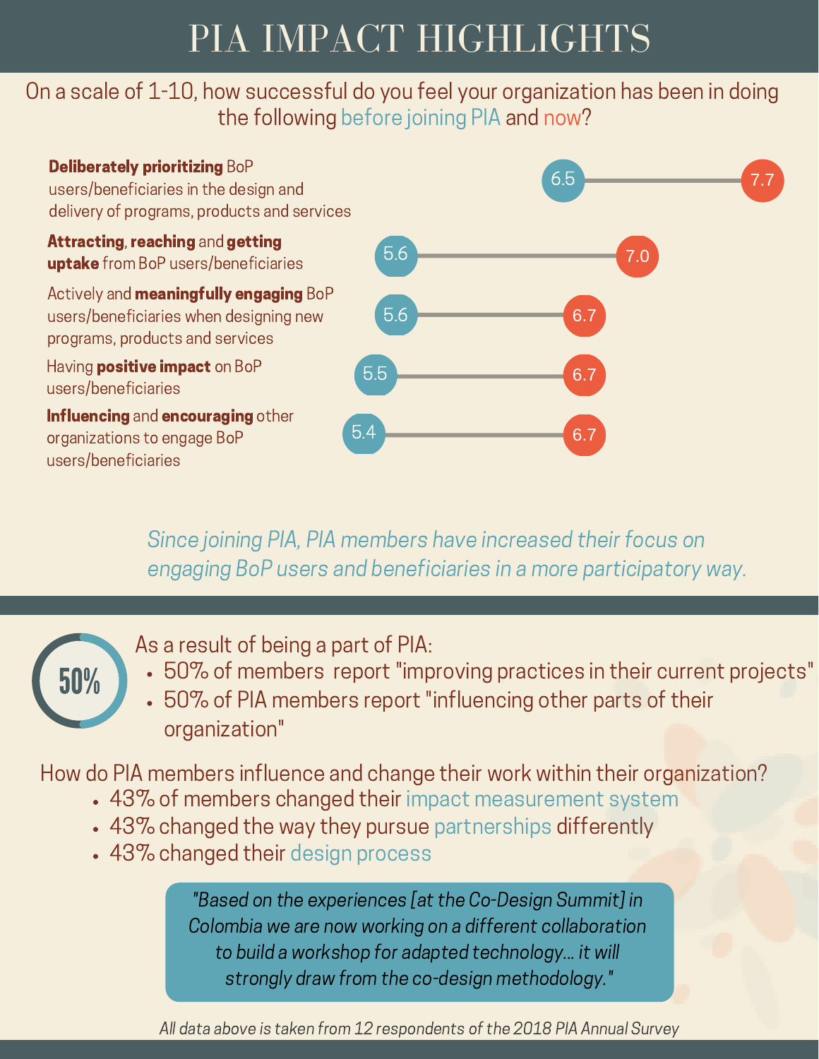# PIA IMPACT HIGHLIGHTS

On a scale of 1-10, how successful do you feel your organization has been in doing the following before joining PIA and now?

**Deliberately prioritizing** BoP users/beneficiaries in the design and delivery of programs, products and services

6.5
7.7

**Attracting**, **reaching** and **getting uptake** from BoP users/beneficiaries

5.6
7.0

Actively and **meaningfully engaging** BoP users/beneficiaries when designing new programs, products and services

5.6
6.7

Having **positive impact** on BoP users/beneficiaries

5.5
6.7

**Influencing** and **encouraging** other organizations to engage BoP users/beneficiaries

5.4
6.7

*Since joining PIA, PIA members have increased their focus on engaging BoP users and beneficiaries in a more participatory way.*

50%

As a result of being a part of PIA:

- 50% of members report "improving practices in their current projects"
- 50% of PIA members report "influencing other parts of their organization"

How do PIA members influence and change their work within their organization?

- 43% of members changed their impact measurement system
- 43% changed the way they pursue partnerships differently
- 43% changed their design process

> *"Based on the experiences [at the Co-Design Summit] in Colombia we are now working on a different collaboration to build a workshop for adapted technology... it will strongly draw from the co-design methodology."*

*All data above is taken from 12 respondents of the 2018 PIA Annual Survey*